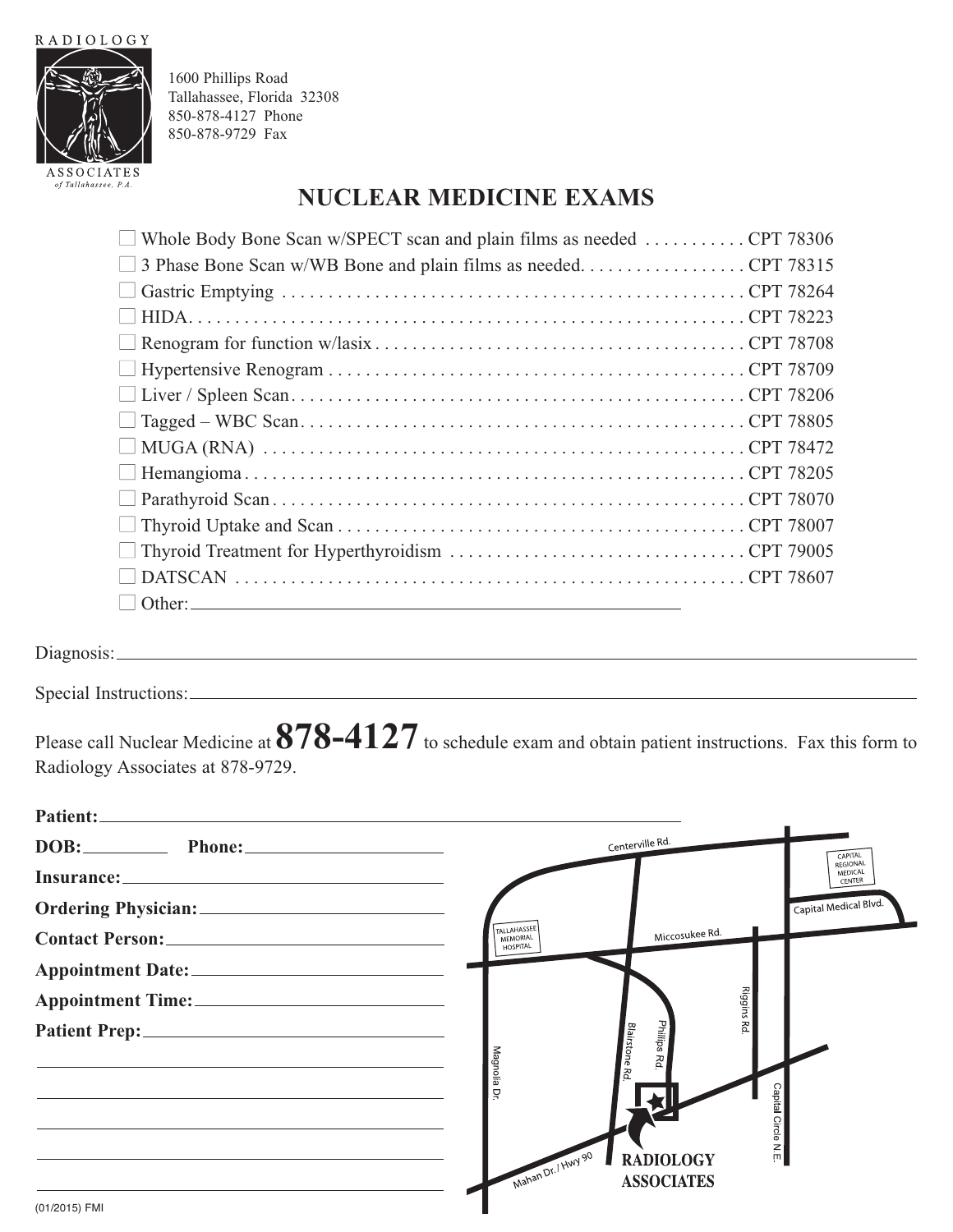RADIOLOGY ASSOCIATES

*of Tallahassee, P.A.*

1600 Phillips Road
Tallahassee, Florida 32308
850-878-4127 Phone
850-878-9729 Fax

# NUCLEAR MEDICINE EXAMS

- ☐ Whole Body Bone Scan w/SPECT scan and plain films as needed . . . . . . . . . . . CPT 78306
- ☐ 3 Phase Bone Scan w/WB Bone and plain films as needed. . . . . . . . . . . . . . . . . CPT 78315
- ☐ Gastric Emptying . . . . . . . . . . . . . . . . . . . . . . . . . . . . . . . . . . . . . . . . . . . . . . . . CPT 78264
- ☐ HIDA. . . . . . . . . . . . . . . . . . . . . . . . . . . . . . . . . . . . . . . . . . . . . . . . . . . . . . . . . CPT 78223
- ☐ Renogram for function w/lasix . . . . . . . . . . . . . . . . . . . . . . . . . . . . . . . . . . . . . . CPT 78708
- ☐ Hypertensive Renogram . . . . . . . . . . . . . . . . . . . . . . . . . . . . . . . . . . . . . . . . . . . CPT 78709
- ☐ Liver / Spleen Scan. . . . . . . . . . . . . . . . . . . . . . . . . . . . . . . . . . . . . . . . . . . . . . . CPT 78206
- ☐ Tagged – WBC Scan. . . . . . . . . . . . . . . . . . . . . . . . . . . . . . . . . . . . . . . . . . . . . . CPT 78805
- ☐ MUGA (RNA) . . . . . . . . . . . . . . . . . . . . . . . . . . . . . . . . . . . . . . . . . . . . . . . . . . CPT 78472
- ☐ Hemangioma . . . . . . . . . . . . . . . . . . . . . . . . . . . . . . . . . . . . . . . . . . . . . . . . . . . CPT 78205
- ☐ Parathyroid Scan . . . . . . . . . . . . . . . . . . . . . . . . . . . . . . . . . . . . . . . . . . . . . . . . CPT 78070
- ☐ Thyroid Uptake and Scan . . . . . . . . . . . . . . . . . . . . . . . . . . . . . . . . . . . . . . . . . . CPT 78007
- ☐ Thyroid Treatment for Hyperthyroidism . . . . . . . . . . . . . . . . . . . . . . . . . . . . . . . CPT 79005
- ☐ DATSCAN . . . . . . . . . . . . . . . . . . . . . . . . . . . . . . . . . . . . . . . . . . . . . . . . . . . . . CPT 78607
- ☐ Other: ______________________________________________

Diagnosis: ______________________________________________

Special Instructions: ______________________________________________

Please call Nuclear Medicine at **878-4127** to schedule exam and obtain patient instructions. Fax this form to Radiology Associates at 878-9729.

**Patient:** ______________________________________________

**DOB:** __________ **Phone:** ____________________

**Insurance:** ______________________________

**Ordering Physician:** ______________________________

**Contact Person:** ______________________________

**Appointment Date:** ______________________________

**Appointment Time:** ______________________________

**Patient Prep:** ______________________________

______________________________________________

______________________________________________

______________________________________________

______________________________________________

______________________________________________

Centerville Rd. · Capital Regional Medical Center · Capital Medical Blvd. · Tallahassee Memorial Hospital · Miccosukee Rd. · Riggins Rd. · Magnolia Dr. · Blairstone Rd. · Phillips Rd. · Capital Circle N.E. · Mahan Dr. / Hwy 90 · **RADIOLOGY ASSOCIATES**

(01/2015) FMI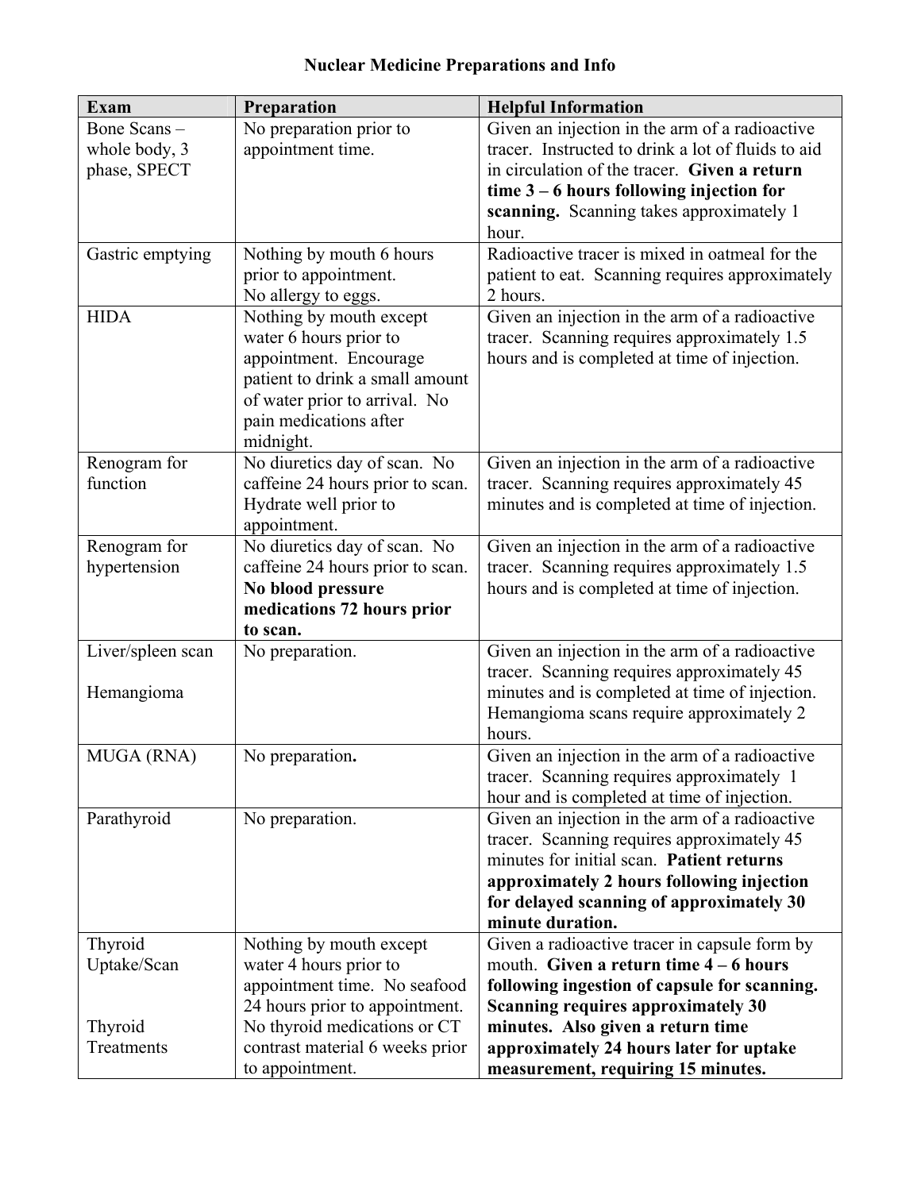# Nuclear Medicine Preparations and Info

| Exam | Preparation | Helpful Information |
|---|---|---|
| Bone Scans – whole body, 3 phase, SPECT | No preparation prior to appointment time. | Given an injection in the arm of a radioactive tracer. Instructed to drink a lot of fluids to aid in circulation of the tracer. **Given a return time 3 – 6 hours following injection for scanning.** Scanning takes approximately 1 hour. |
| Gastric emptying | Nothing by mouth 6 hours prior to appointment.<br>No allergy to eggs. | Radioactive tracer is mixed in oatmeal for the patient to eat. Scanning requires approximately 2 hours. |
| HIDA | Nothing by mouth except water 6 hours prior to appointment. Encourage patient to drink a small amount of water prior to arrival. No pain medications after midnight. | Given an injection in the arm of a radioactive tracer. Scanning requires approximately 1.5 hours and is completed at time of injection. |
| Renogram for function | No diuretics day of scan. No caffeine 24 hours prior to scan. Hydrate well prior to appointment. | Given an injection in the arm of a radioactive tracer. Scanning requires approximately 45 minutes and is completed at time of injection. |
| Renogram for hypertension | No diuretics day of scan. No caffeine 24 hours prior to scan. **No blood pressure medications 72 hours prior to scan.** | Given an injection in the arm of a radioactive tracer. Scanning requires approximately 1.5 hours and is completed at time of injection. |
| Liver/spleen scan<br><br>Hemangioma | No preparation. | Given an injection in the arm of a radioactive tracer. Scanning requires approximately 45 minutes and is completed at time of injection. Hemangioma scans require approximately 2 hours. |
| MUGA (RNA) | No preparation**.** | Given an injection in the arm of a radioactive tracer. Scanning requires approximately 1 hour and is completed at time of injection. |
| Parathyroid | No preparation. | Given an injection in the arm of a radioactive tracer. Scanning requires approximately 45 minutes for initial scan. **Patient returns approximately 2 hours following injection for delayed scanning of approximately 30 minute duration.** |
| Thyroid Uptake/Scan<br><br>Thyroid Treatments | Nothing by mouth except water 4 hours prior to appointment time. No seafood 24 hours prior to appointment. No thyroid medications or CT contrast material 6 weeks prior to appointment. | Given a radioactive tracer in capsule form by mouth. **Given a return time 4 – 6 hours following ingestion of capsule for scanning. Scanning requires approximately 30 minutes. Also given a return time approximately 24 hours later for uptake measurement, requiring 15 minutes.** |